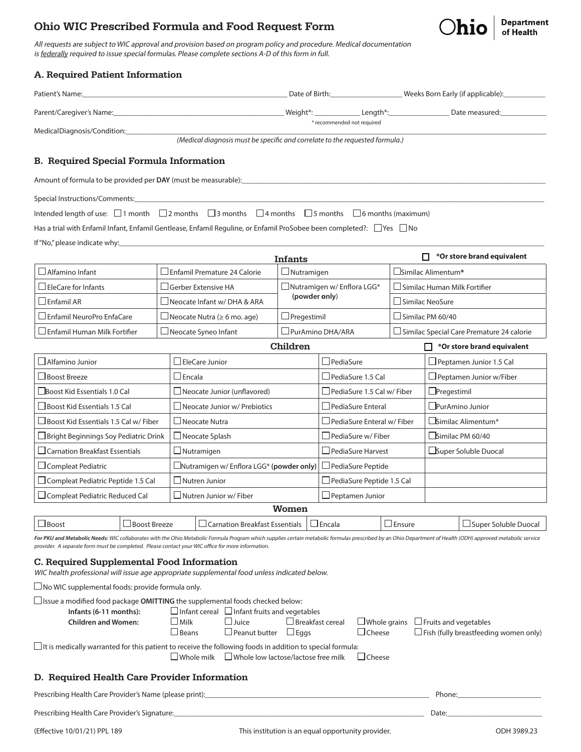# Ohio WIC Prescribed Formula and Food Request Form

Ohio Department of Health

*All requests are subject to WIC approval and provision based on program policy and procedure. Medical documentation is federally required to issue special formulas. Please complete sections A-D of this form in full.*

## A. Required Patient Information

Patient's Name:______________________ Date of Birth:__________ Weeks Born Early (if applicable):__________

Parent/Caregiver's Name:______________________ Weight*: __________ Length*:__________ Date measured:__________

\* recommended not required

Medical Diagnosis/Condition:______________________________________________

*(Medical diagnosis must be specific and correlate to the requested formula.)*

## B. Required Special Formula Information

Amount of formula to be provided per **DAY** (must be measurable):______________________________

Special Instructions/Comments:______________________________

Intended length of use: ☐ 1 month ☐ 2 months ☐ 3 months ☐ 4 months ☐ 5 months ☐ 6 months (maximum)

Has a trial with Enfamil Infant, Enfamil Gentlease, Enfamil Reguline, or Enfamil ProSobee been completed?: ☐ Yes ☐ No

If "No," please indicate why:______________________________

**Infants** ☐ ***Or store brand equivalent**

| | | | |
|---|---|---|---|
| ☐ Alfamino Infant | ☐ Enfamil Premature 24 Calorie | ☐ Nutramigen | ☐ Similac Alimentum* |
| ☐ EleCare for Infants | ☐ Gerber Extensive HA | ☐ Nutramigen w/ Enflora LGG* (**powder only**) | ☐ Similac Human Milk Fortifier |
| ☐ Enfamil AR | ☐ Neocate Infant w/ DHA & ARA | | ☐ Similac NeoSure |
| ☐ Enfamil NeuroPro EnfaCare | ☐ Neocate Nutra (≥ 6 mo. age) | ☐ Pregestimil | ☐ Similac PM 60/40 |
| ☐ Enfamil Human Milk Fortifier | ☐ Neocate Syneo Infant | ☐ PurAmino DHA/ARA | ☐ Similac Special Care Premature 24 calorie |

**Children** ☐ ***Or store brand equivalent**

| | | | |
|---|---|---|---|
| ☐ Alfamino Junior | ☐ EleCare Junior | ☐ PediaSure | ☐ Peptamen Junior 1.5 Cal |
| ☐ Boost Breeze | ☐ Encala | ☐ PediaSure 1.5 Cal | ☐ Peptamen Junior w/Fiber |
| ☐ Boost Kid Essentials 1.0 Cal | ☐ Neocate Junior (unflavored) | ☐ PediaSure 1.5 Cal w/ Fiber | ☐ Pregestimil |
| ☐ Boost Kid Essentials 1.5 Cal | ☐ Neocate Junior w/ Prebiotics | ☐ PediaSure Enteral | ☐ PurAmino Junior |
| ☐ Boost Kid Essentials 1.5 Cal w/ Fiber | ☐ Neocate Nutra | ☐ PediaSure Enteral w/ Fiber | ☐ Similac Alimentum* |
| ☐ Bright Beginnings Soy Pediatric Drink | ☐ Neocate Splash | ☐ PediaSure w/ Fiber | ☐ Similac PM 60/40 |
| ☐ Carnation Breakfast Essentials | ☐ Nutramigen | ☐ PediaSure Harvest | ☐ Super Soluble Duocal |
| ☐ Compleat Pediatric | ☐ Nutramigen w/ Enflora LGG* (**powder only**) | ☐ PediaSure Peptide | |
| ☐ Compleat Pediatric Peptide 1.5 Cal | ☐ Nutren Junior | ☐ PediaSure Peptide 1.5 Cal | |
| ☐ Compleat Pediatric Reduced Cal | ☐ Nutren Junior w/ Fiber | ☐ Peptamen Junior | |

**Women**

| | | | | | |
|---|---|---|---|---|---|
| ☐ Boost | ☐ Boost Breeze | ☐ Carnation Breakfast Essentials | ☐ Encala | ☐ Ensure | ☐ Super Soluble Duocal |

***For PKU and Metabolic Needs:*** *WIC collaborates with the Ohio Metabolic Formula Program which supplies certain metabolic formulas prescribed by an Ohio Department of Health (ODH) approved metabolic service provider. A separate form must be completed. Please contact your WIC office for more information.*

## C. Required Supplemental Food Information

*WIC health professional will issue age appropriate supplemental food unless indicated below.*

☐ No WIC supplemental foods: provide formula only.

☐ Issue a modified food package **OMITTING** the supplemental foods checked below:

**Infants (6-11 months):** ☐ Infant cereal ☐ Infant fruits and vegetables

**Children and Women:** ☐ Milk ☐ Juice ☐ Breakfast cereal ☐ Whole grains ☐ Fruits and vegetables ☐ Beans ☐ Peanut butter ☐ Eggs ☐ Cheese ☐ Fish (fully breastfeeding women only)

☐ It is medically warranted for this patient to receive the following foods in addition to special formula:

☐ Whole milk ☐ Whole low lactose/lactose free milk ☐ Cheese

## D. Required Health Care Provider Information

Prescribing Health Care Provider's Name (please print):______________________________ Phone:__________

Prescribing Health Care Provider's Signature:______________________________ Date:__________

(Effective 10/01/21) PPL 189 This institution is an equal opportunity provider. ODH 3989.23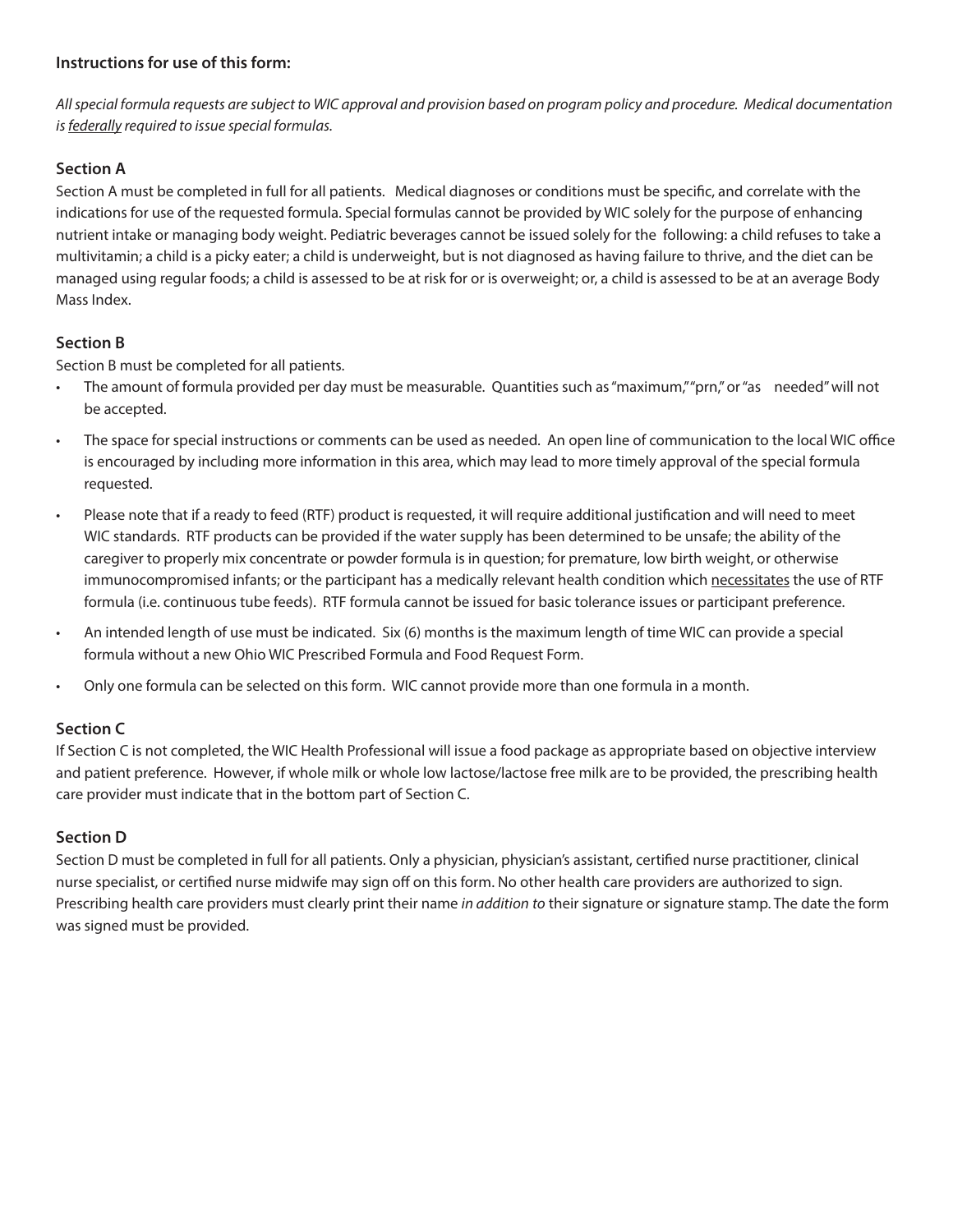**Instructions for use of this form:**

*All special formula requests are subject to WIC approval and provision based on program policy and procedure. Medical documentation is federally required to issue special formulas.*

### Section A

Section A must be completed in full for all patients. Medical diagnoses or conditions must be specific, and correlate with the indications for use of the requested formula. Special formulas cannot be provided by WIC solely for the purpose of enhancing nutrient intake or managing body weight. Pediatric beverages cannot be issued solely for the following: a child refuses to take a multivitamin; a child is a picky eater; a child is underweight, but is not diagnosed as having failure to thrive, and the diet can be managed using regular foods; a child is assessed to be at risk for or is overweight; or, a child is assessed to be at an average Body Mass Index.

### Section B

Section B must be completed for all patients.

- The amount of formula provided per day must be measurable. Quantities such as "maximum," "prn," or "as needed" will not be accepted.
- The space for special instructions or comments can be used as needed. An open line of communication to the local WIC office is encouraged by including more information in this area, which may lead to more timely approval of the special formula requested.
- Please note that if a ready to feed (RTF) product is requested, it will require additional justification and will need to meet WIC standards. RTF products can be provided if the water supply has been determined to be unsafe; the ability of the caregiver to properly mix concentrate or powder formula is in question; for premature, low birth weight, or otherwise immunocompromised infants; or the participant has a medically relevant health condition which necessitates the use of RTF formula (i.e. continuous tube feeds). RTF formula cannot be issued for basic tolerance issues or participant preference.
- An intended length of use must be indicated. Six (6) months is the maximum length of time WIC can provide a special formula without a new Ohio WIC Prescribed Formula and Food Request Form.
- Only one formula can be selected on this form. WIC cannot provide more than one formula in a month.

### Section C

If Section C is not completed, the WIC Health Professional will issue a food package as appropriate based on objective interview and patient preference. However, if whole milk or whole low lactose/lactose free milk are to be provided, the prescribing health care provider must indicate that in the bottom part of Section C.

### Section D

Section D must be completed in full for all patients. Only a physician, physician's assistant, certified nurse practitioner, clinical nurse specialist, or certified nurse midwife may sign off on this form. No other health care providers are authorized to sign. Prescribing health care providers must clearly print their name *in addition to* their signature or signature stamp. The date the form was signed must be provided.